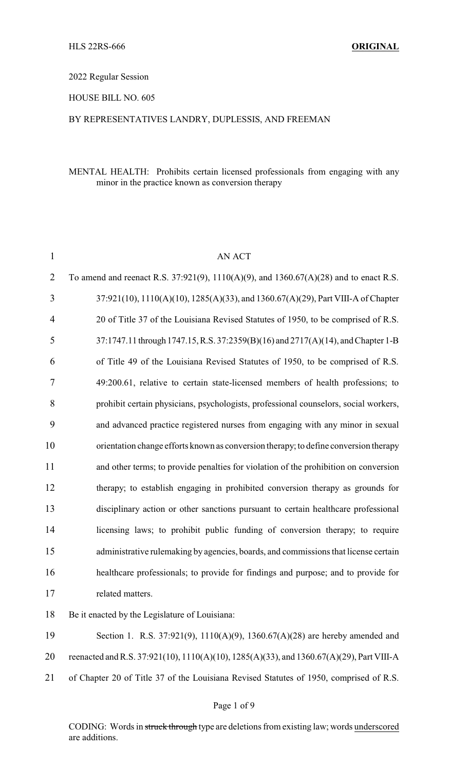HLS 22RS-666 **ORIGINAL**

2022 Regular Session

HOUSE BILL NO. 605

BY REPRESENTATIVES LANDRY, DUPLESSIS, AND FREEMAN

MENTAL HEALTH: Prohibits certain licensed professionals from engaging with any minor in the practice known as conversion therapy

AN ACT

To amend and reenact R.S. 37:921(9), 1110(A)(9), and 1360.67(A)(28) and to enact R.S. 37:921(10), 1110(A)(10), 1285(A)(33), and 1360.67(A)(29), Part VIII-A of Chapter 20 of Title 37 of the Louisiana Revised Statutes of 1950, to be comprised of R.S. 37:1747.11 through 1747.15, R.S. 37:2359(B)(16) and 2717(A)(14), and Chapter 1-B of Title 49 of the Louisiana Revised Statutes of 1950, to be comprised of R.S. 49:200.61, relative to certain state-licensed members of health professions; to prohibit certain physicians, psychologists, professional counselors, social workers, and advanced practice registered nurses from engaging with any minor in sexual orientation change efforts known as conversion therapy; to define conversion therapy and other terms; to provide penalties for violation of the prohibition on conversion therapy; to establish engaging in prohibited conversion therapy as grounds for disciplinary action or other sanctions pursuant to certain healthcare professional licensing laws; to prohibit public funding of conversion therapy; to require administrative rulemaking by agencies, boards, and commissions that license certain healthcare professionals; to provide for findings and purpose; and to provide for related matters.

Be it enacted by the Legislature of Louisiana:

Section 1. R.S. 37:921(9), 1110(A)(9), 1360.67(A)(28) are hereby amended and reenacted and R.S. 37:921(10), 1110(A)(10), 1285(A)(33), and 1360.67(A)(29), Part VIII-A of Chapter 20 of Title 37 of the Louisiana Revised Statutes of 1950, comprised of R.S.

CODING: Words in ~~struck through~~ type are deletions from existing law; words underscored are additions.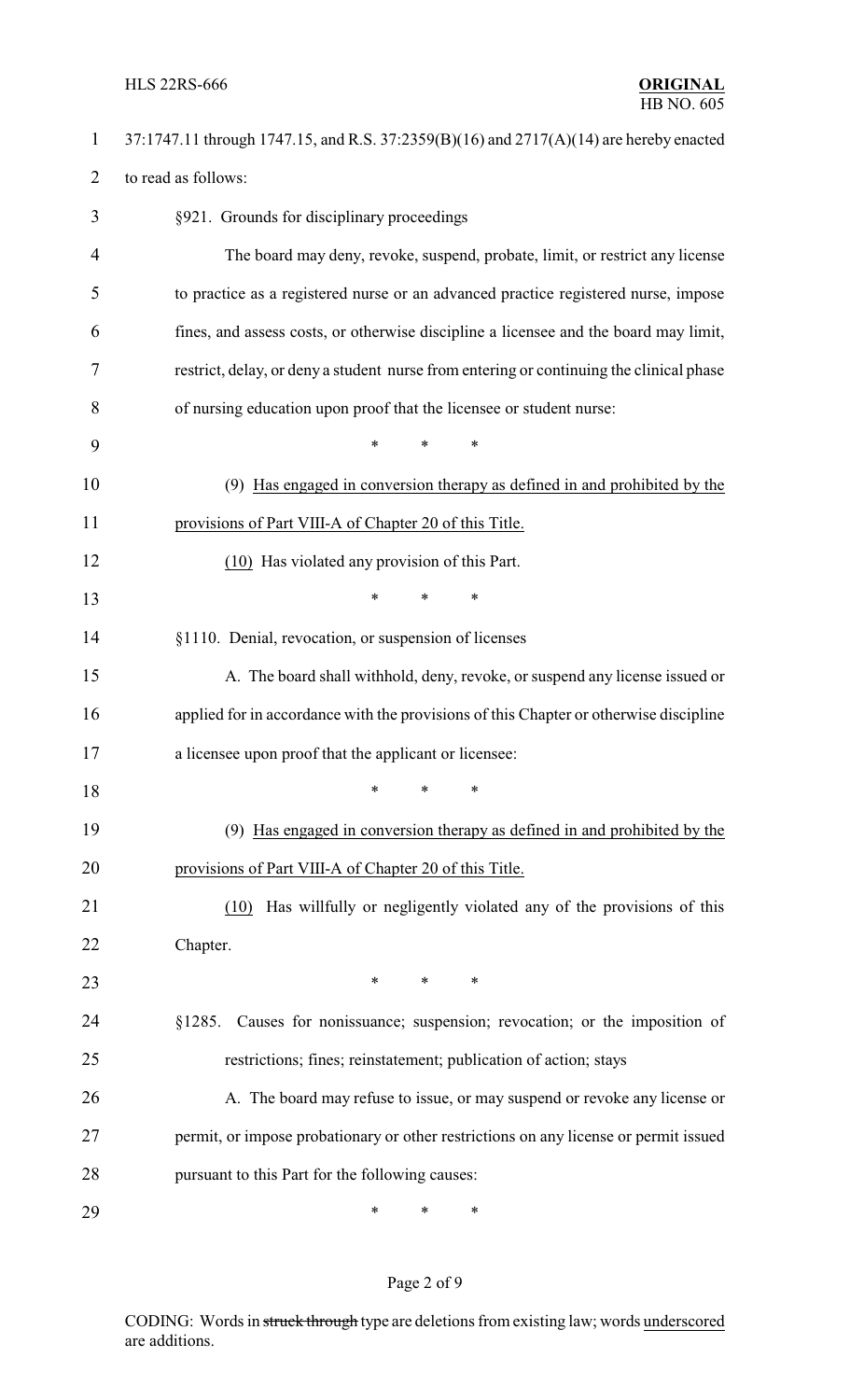37:1747.11 through 1747.15, and R.S. 37:2359(B)(16) and 2717(A)(14) are hereby enacted to read as follows:

§921. Grounds for disciplinary proceedings

The board may deny, revoke, suspend, probate, limit, or restrict any license to practice as a registered nurse or an advanced practice registered nurse, impose fines, and assess costs, or otherwise discipline a licensee and the board may limit, restrict, delay, or deny a student nurse from entering or continuing the clinical phase of nursing education upon proof that the licensee or student nurse:

\*    \*    \*

(9) Has engaged in conversion therapy as defined in and prohibited by the provisions of Part VIII-A of Chapter 20 of this Title.

(10) Has violated any provision of this Part.

\*    \*    \*

§1110. Denial, revocation, or suspension of licenses

A. The board shall withhold, deny, revoke, or suspend any license issued or applied for in accordance with the provisions of this Chapter or otherwise discipline a licensee upon proof that the applicant or licensee:

\*    \*    \*

(9) Has engaged in conversion therapy as defined in and prohibited by the provisions of Part VIII-A of Chapter 20 of this Title.

(10) Has willfully or negligently violated any of the provisions of this Chapter.

\*    \*    \*

§1285. Causes for nonissuance; suspension; revocation; or the imposition of restrictions; fines; reinstatement; publication of action; stays

A. The board may refuse to issue, or may suspend or revoke any license or permit, or impose probationary or other restrictions on any license or permit issued pursuant to this Part for the following causes:

\*    \*    \*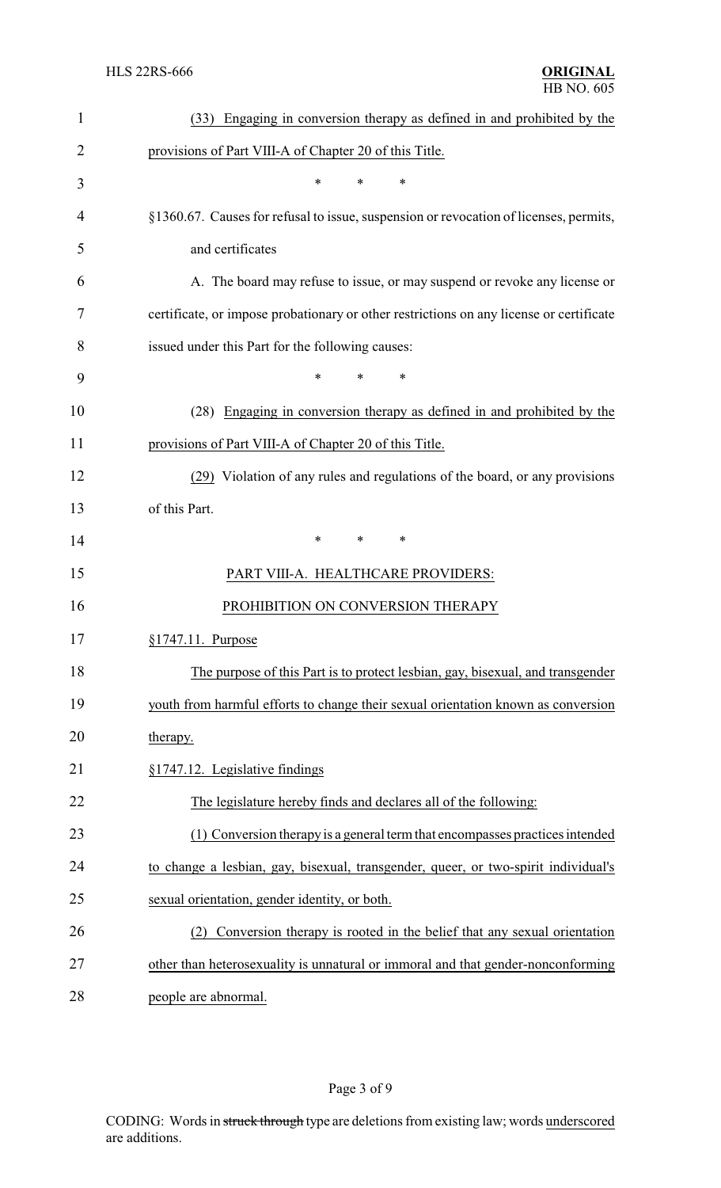(33) Engaging in conversion therapy as defined in and prohibited by the provisions of Part VIII-A of Chapter 20 of this Title.

\* \* \*

§1360.67. Causes for refusal to issue, suspension or revocation of licenses, permits, and certificates

A. The board may refuse to issue, or may suspend or revoke any license or certificate, or impose probationary or other restrictions on any license or certificate issued under this Part for the following causes:

\* \* \*

(28) Engaging in conversion therapy as defined in and prohibited by the provisions of Part VIII-A of Chapter 20 of this Title.

(29) Violation of any rules and regulations of the board, or any provisions of this Part.

\* \* \*

PART VIII-A. HEALTHCARE PROVIDERS:

PROHIBITION ON CONVERSION THERAPY

§1747.11. Purpose

The purpose of this Part is to protect lesbian, gay, bisexual, and transgender youth from harmful efforts to change their sexual orientation known as conversion therapy.

§1747.12. Legislative findings

The legislature hereby finds and declares all of the following:

(1) Conversion therapy is a general term that encompasses practices intended to change a lesbian, gay, bisexual, transgender, queer, or two-spirit individual's sexual orientation, gender identity, or both.

(2) Conversion therapy is rooted in the belief that any sexual orientation other than heterosexuality is unnatural or immoral and that gender-nonconforming people are abnormal.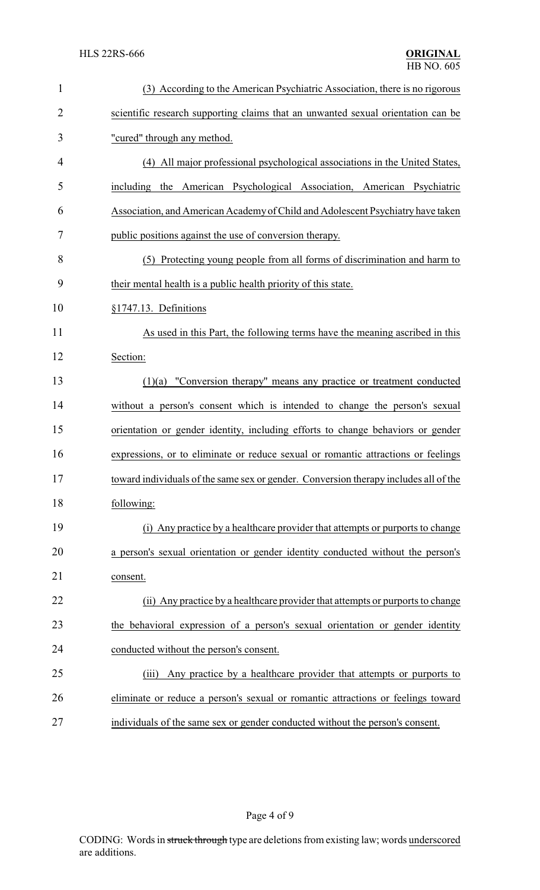(3) According to the American Psychiatric Association, there is no rigorous scientific research supporting claims that an unwanted sexual orientation can be "cured" through any method.

(4) All major professional psychological associations in the United States, including the American Psychological Association, American Psychiatric Association, and American Academy of Child and Adolescent Psychiatry have taken public positions against the use of conversion therapy.

(5) Protecting young people from all forms of discrimination and harm to their mental health is a public health priority of this state.

§1747.13. Definitions

As used in this Part, the following terms have the meaning ascribed in this Section:

(1)(a) "Conversion therapy" means any practice or treatment conducted without a person's consent which is intended to change the person's sexual orientation or gender identity, including efforts to change behaviors or gender expressions, or to eliminate or reduce sexual or romantic attractions or feelings toward individuals of the same sex or gender. Conversion therapy includes all of the following:

(i) Any practice by a healthcare provider that attempts or purports to change a person's sexual orientation or gender identity conducted without the person's consent.

(ii) Any practice by a healthcare provider that attempts or purports to change the behavioral expression of a person's sexual orientation or gender identity conducted without the person's consent.

(iii) Any practice by a healthcare provider that attempts or purports to eliminate or reduce a person's sexual or romantic attractions or feelings toward individuals of the same sex or gender conducted without the person's consent.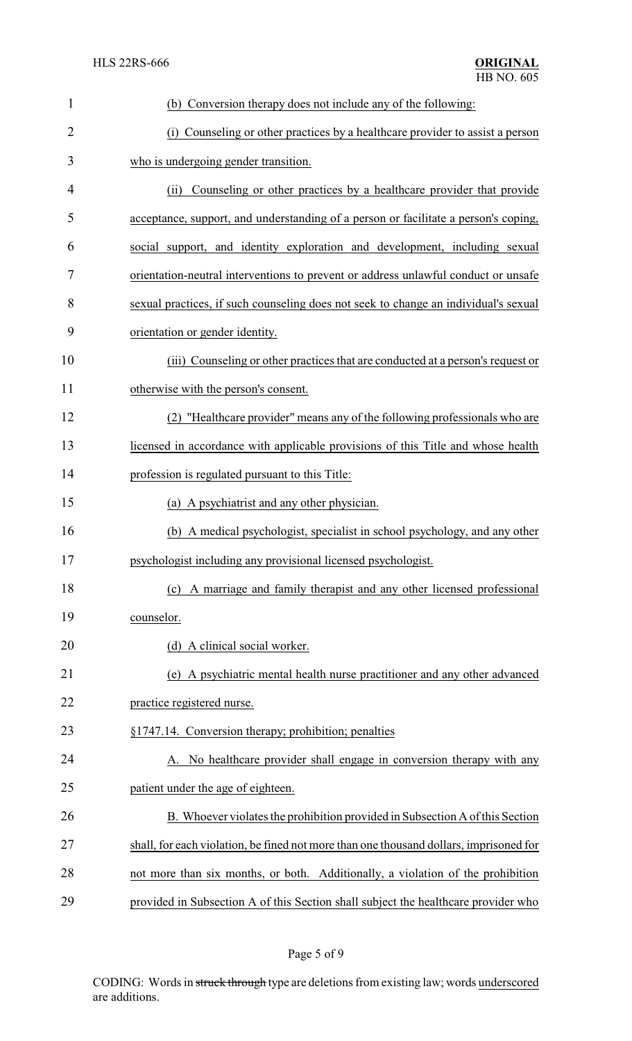(b) Conversion therapy does not include any of the following:

(i) Counseling or other practices by a healthcare provider to assist a person who is undergoing gender transition.

(ii) Counseling or other practices by a healthcare provider that provide acceptance, support, and understanding of a person or facilitate a person's coping, social support, and identity exploration and development, including sexual orientation-neutral interventions to prevent or address unlawful conduct or unsafe sexual practices, if such counseling does not seek to change an individual's sexual orientation or gender identity.

(iii) Counseling or other practices that are conducted at a person's request or otherwise with the person's consent.

(2) "Healthcare provider" means any of the following professionals who are licensed in accordance with applicable provisions of this Title and whose health profession is regulated pursuant to this Title:

(a) A psychiatrist and any other physician.

(b) A medical psychologist, specialist in school psychology, and any other psychologist including any provisional licensed psychologist.

(c) A marriage and family therapist and any other licensed professional counselor.

(d) A clinical social worker.

(e) A psychiatric mental health nurse practitioner and any other advanced practice registered nurse.

§1747.14. Conversion therapy; prohibition; penalties

A. No healthcare provider shall engage in conversion therapy with any patient under the age of eighteen.

B. Whoever violates the prohibition provided in Subsection A of this Section shall, for each violation, be fined not more than one thousand dollars, imprisoned for not more than six months, or both. Additionally, a violation of the prohibition provided in Subsection A of this Section shall subject the healthcare provider who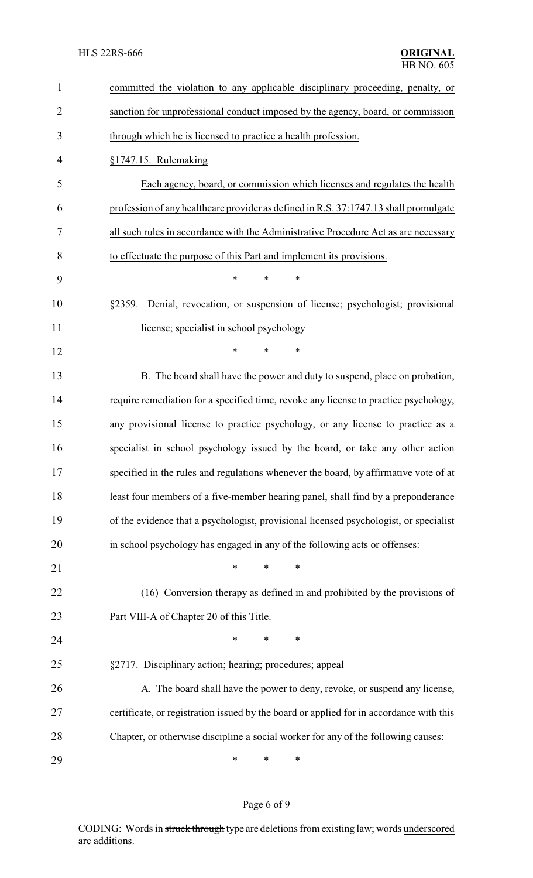committed the violation to any applicable disciplinary proceeding, penalty, or sanction for unprofessional conduct imposed by the agency, board, or commission through which he is licensed to practice a health profession.

§1747.15. Rulemaking

Each agency, board, or commission which licenses and regulates the health profession of any healthcare provider as defined in R.S. 37:1747.13 shall promulgate all such rules in accordance with the Administrative Procedure Act as are necessary to effectuate the purpose of this Part and implement its provisions.

\* \* \*

§2359. Denial, revocation, or suspension of license; psychologist; provisional license; specialist in school psychology

\* \* \*

B. The board shall have the power and duty to suspend, place on probation, require remediation for a specified time, revoke any license to practice psychology, any provisional license to practice psychology, or any license to practice as a specialist in school psychology issued by the board, or take any other action specified in the rules and regulations whenever the board, by affirmative vote of at least four members of a five-member hearing panel, shall find by a preponderance of the evidence that a psychologist, provisional licensed psychologist, or specialist in school psychology has engaged in any of the following acts or offenses:

\* \* \*

(16) Conversion therapy as defined in and prohibited by the provisions of Part VIII-A of Chapter 20 of this Title.

\* \* \*

§2717. Disciplinary action; hearing; procedures; appeal

A. The board shall have the power to deny, revoke, or suspend any license, certificate, or registration issued by the board or applied for in accordance with this Chapter, or otherwise discipline a social worker for any of the following causes:

\* \* \*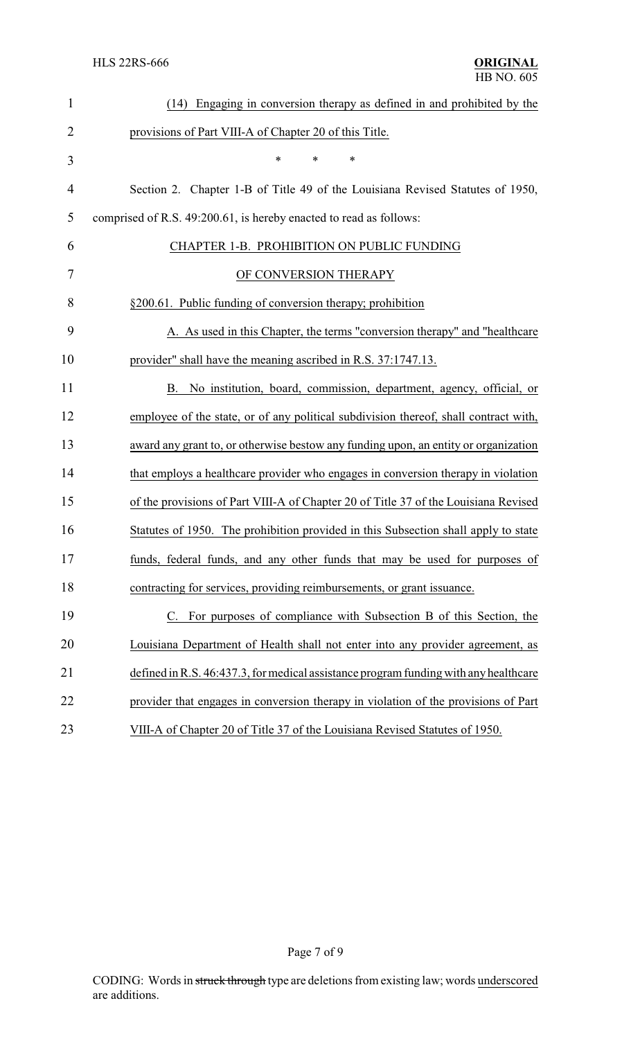(14) Engaging in conversion therapy as defined in and prohibited by the provisions of Part VIII-A of Chapter 20 of this Title.

\* \* \*

Section 2. Chapter 1-B of Title 49 of the Louisiana Revised Statutes of 1950, comprised of R.S. 49:200.61, is hereby enacted to read as follows:

CHAPTER 1-B. PROHIBITION ON PUBLIC FUNDING OF CONVERSION THERAPY

§200.61. Public funding of conversion therapy; prohibition

A. As used in this Chapter, the terms "conversion therapy" and "healthcare provider" shall have the meaning ascribed in R.S. 37:1747.13.

B. No institution, board, commission, department, agency, official, or employee of the state, or of any political subdivision thereof, shall contract with, award any grant to, or otherwise bestow any funding upon, an entity or organization that employs a healthcare provider who engages in conversion therapy in violation of the provisions of Part VIII-A of Chapter 20 of Title 37 of the Louisiana Revised Statutes of 1950. The prohibition provided in this Subsection shall apply to state funds, federal funds, and any other funds that may be used for purposes of contracting for services, providing reimbursements, or grant issuance.

C. For purposes of compliance with Subsection B of this Section, the Louisiana Department of Health shall not enter into any provider agreement, as defined in R.S. 46:437.3, for medical assistance program funding with any healthcare provider that engages in conversion therapy in violation of the provisions of Part VIII-A of Chapter 20 of Title 37 of the Louisiana Revised Statutes of 1950.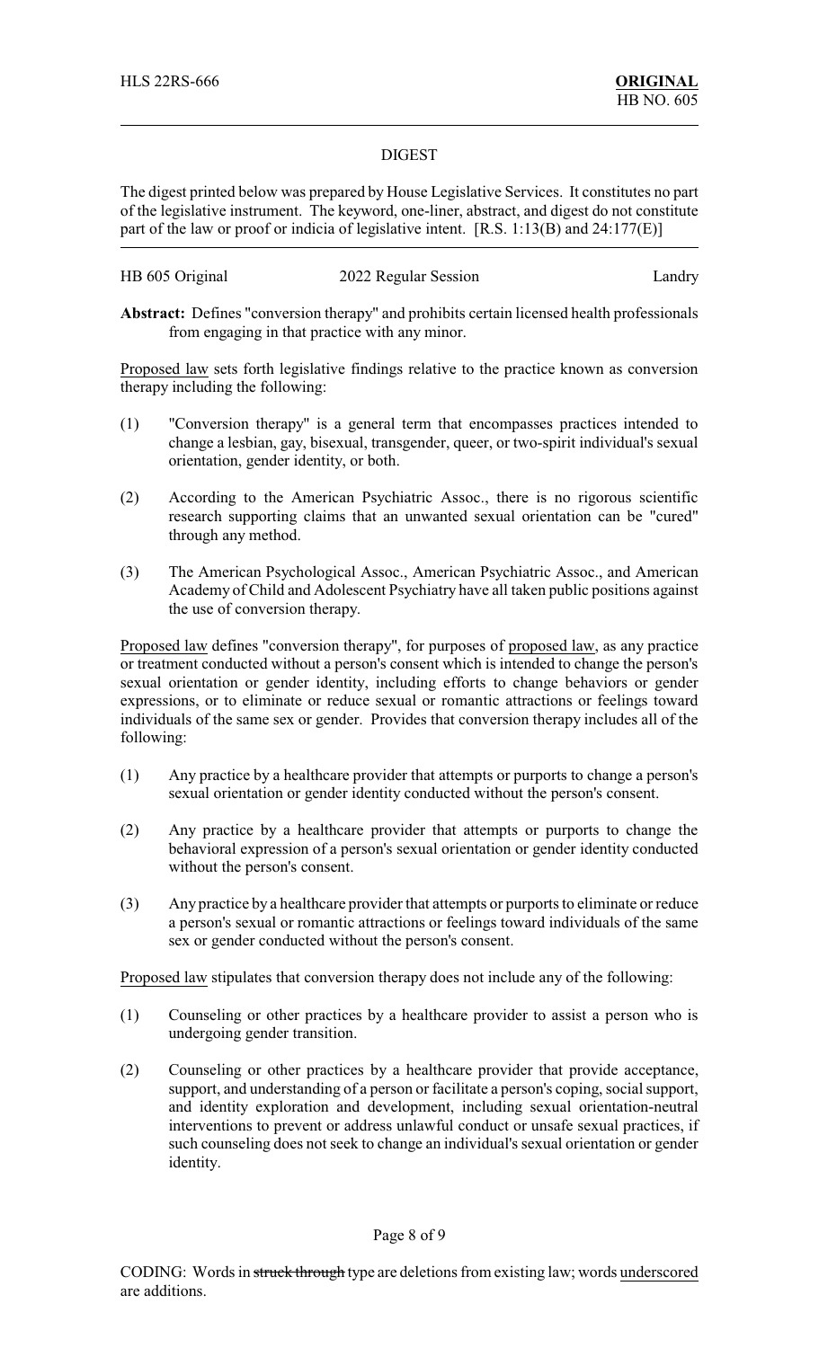HLS 22RS-666 **ORIGINAL**
HB NO. 605

## DIGEST

The digest printed below was prepared by House Legislative Services. It constitutes no part of the legislative instrument. The keyword, one-liner, abstract, and digest do not constitute part of the law or proof or indicia of legislative intent. [R.S. 1:13(B) and 24:177(E)]

HB 605 Original 2022 Regular Session Landry

**Abstract:** Defines "conversion therapy" and prohibits certain licensed health professionals from engaging in that practice with any minor.

Proposed law sets forth legislative findings relative to the practice known as conversion therapy including the following:

(1) "Conversion therapy" is a general term that encompasses practices intended to change a lesbian, gay, bisexual, transgender, queer, or two-spirit individual's sexual orientation, gender identity, or both.

(2) According to the American Psychiatric Assoc., there is no rigorous scientific research supporting claims that an unwanted sexual orientation can be "cured" through any method.

(3) The American Psychological Assoc., American Psychiatric Assoc., and American Academy of Child and Adolescent Psychiatry have all taken public positions against the use of conversion therapy.

Proposed law defines "conversion therapy", for purposes of proposed law, as any practice or treatment conducted without a person's consent which is intended to change the person's sexual orientation or gender identity, including efforts to change behaviors or gender expressions, or to eliminate or reduce sexual or romantic attractions or feelings toward individuals of the same sex or gender. Provides that conversion therapy includes all of the following:

(1) Any practice by a healthcare provider that attempts or purports to change a person's sexual orientation or gender identity conducted without the person's consent.

(2) Any practice by a healthcare provider that attempts or purports to change the behavioral expression of a person's sexual orientation or gender identity conducted without the person's consent.

(3) Any practice by a healthcare provider that attempts or purports to eliminate or reduce a person's sexual or romantic attractions or feelings toward individuals of the same sex or gender conducted without the person's consent.

Proposed law stipulates that conversion therapy does not include any of the following:

(1) Counseling or other practices by a healthcare provider to assist a person who is undergoing gender transition.

(2) Counseling or other practices by a healthcare provider that provide acceptance, support, and understanding of a person or facilitate a person's coping, social support, and identity exploration and development, including sexual orientation-neutral interventions to prevent or address unlawful conduct or unsafe sexual practices, if such counseling does not seek to change an individual's sexual orientation or gender identity.

CODING: Words in ~~struck through~~ type are deletions from existing law; words underscored are additions.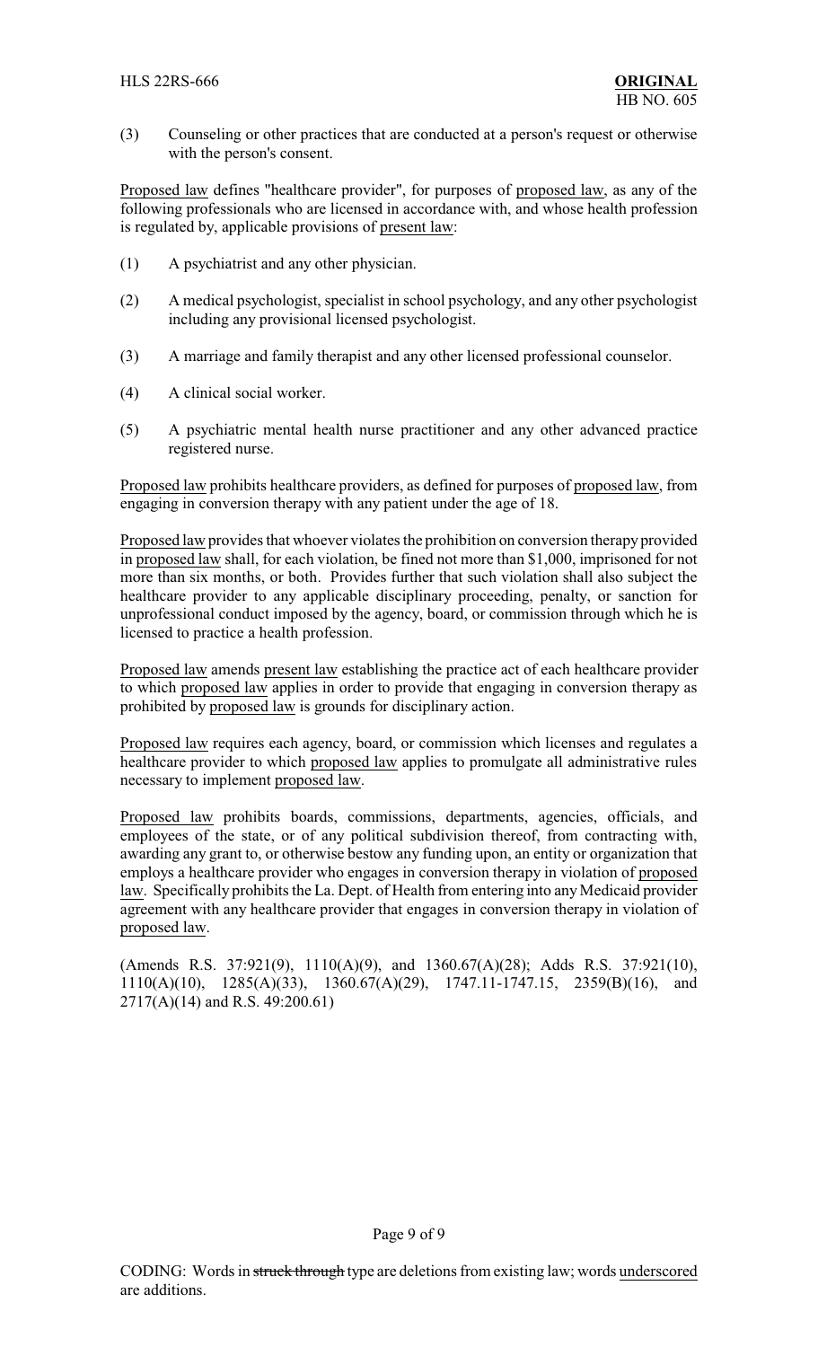(3) Counseling or other practices that are conducted at a person's request or otherwise with the person's consent.

Proposed law defines "healthcare provider", for purposes of proposed law, as any of the following professionals who are licensed in accordance with, and whose health profession is regulated by, applicable provisions of present law:

(1) A psychiatrist and any other physician.

(2) A medical psychologist, specialist in school psychology, and any other psychologist including any provisional licensed psychologist.

(3) A marriage and family therapist and any other licensed professional counselor.

(4) A clinical social worker.

(5) A psychiatric mental health nurse practitioner and any other advanced practice registered nurse.

Proposed law prohibits healthcare providers, as defined for purposes of proposed law, from engaging in conversion therapy with any patient under the age of 18.

Proposed law provides that whoever violates the prohibition on conversion therapy provided in proposed law shall, for each violation, be fined not more than $1,000, imprisoned for not more than six months, or both. Provides further that such violation shall also subject the healthcare provider to any applicable disciplinary proceeding, penalty, or sanction for unprofessional conduct imposed by the agency, board, or commission through which he is licensed to practice a health profession.

Proposed law amends present law establishing the practice act of each healthcare provider to which proposed law applies in order to provide that engaging in conversion therapy as prohibited by proposed law is grounds for disciplinary action.

Proposed law requires each agency, board, or commission which licenses and regulates a healthcare provider to which proposed law applies to promulgate all administrative rules necessary to implement proposed law.

Proposed law prohibits boards, commissions, departments, agencies, officials, and employees of the state, or of any political subdivision thereof, from contracting with, awarding any grant to, or otherwise bestow any funding upon, an entity or organization that employs a healthcare provider who engages in conversion therapy in violation of proposed law. Specifically prohibits the La. Dept. of Health from entering into any Medicaid provider agreement with any healthcare provider that engages in conversion therapy in violation of proposed law.

(Amends R.S. 37:921(9), 1110(A)(9), and 1360.67(A)(28); Adds R.S. 37:921(10), 1110(A)(10), 1285(A)(33), 1360.67(A)(29), 1747.11-1747.15, 2359(B)(16), and 2717(A)(14) and R.S. 49:200.61)